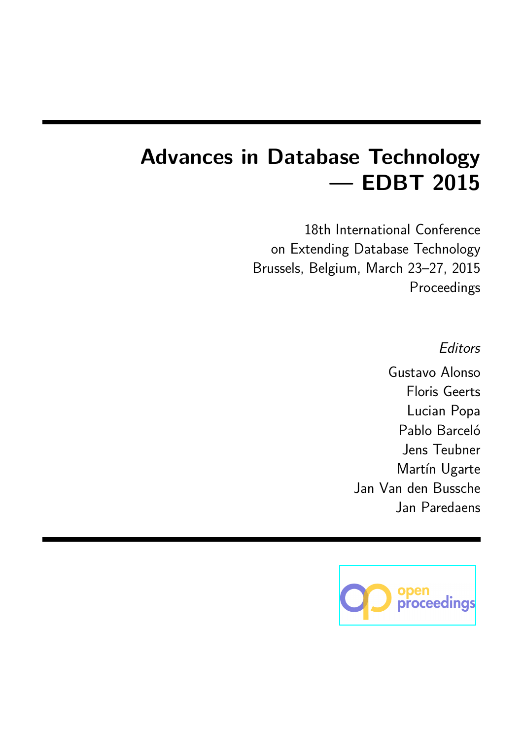# Advances in Database Technology — EDBT 2015

18th International Conference
on Extending Database Technology
Brussels, Belgium, March 23–27, 2015
Proceedings

*Editors*

Gustavo Alonso
Floris Geerts
Lucian Popa
Pablo Barceló
Jens Teubner
Martín Ugarte
Jan Van den Bussche
Jan Paredaens

open proceedings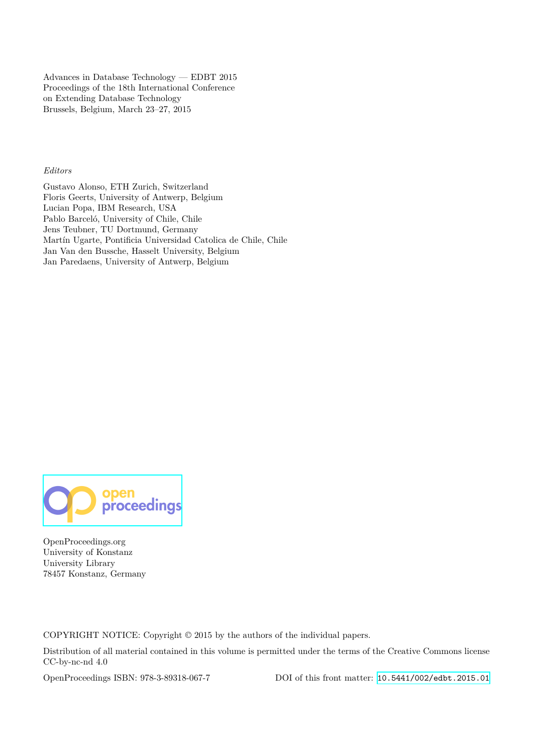Advances in Database Technology — EDBT 2015
Proceedings of the 18th International Conference
on Extending Database Technology
Brussels, Belgium, March 23–27, 2015

*Editors*

Gustavo Alonso, ETH Zurich, Switzerland
Floris Geerts, University of Antwerp, Belgium
Lucian Popa, IBM Research, USA
Pablo Barceló, University of Chile, Chile
Jens Teubner, TU Dortmund, Germany
Martín Ugarte, Pontificia Universidad Catolica de Chile, Chile
Jan Van den Bussche, Hasselt University, Belgium
Jan Paredaens, University of Antwerp, Belgium

open proceedings

OpenProceedings.org
University of Konstanz
University Library
78457 Konstanz, Germany

COPYRIGHT NOTICE: Copyright © 2015 by the authors of the individual papers.

Distribution of all material contained in this volume is permitted under the terms of the Creative Commons license CC-by-nc-nd 4.0

OpenProceedings ISBN: 978-3-89318-067-7 DOI of this front matter: 10.5441/002/edbt.2015.01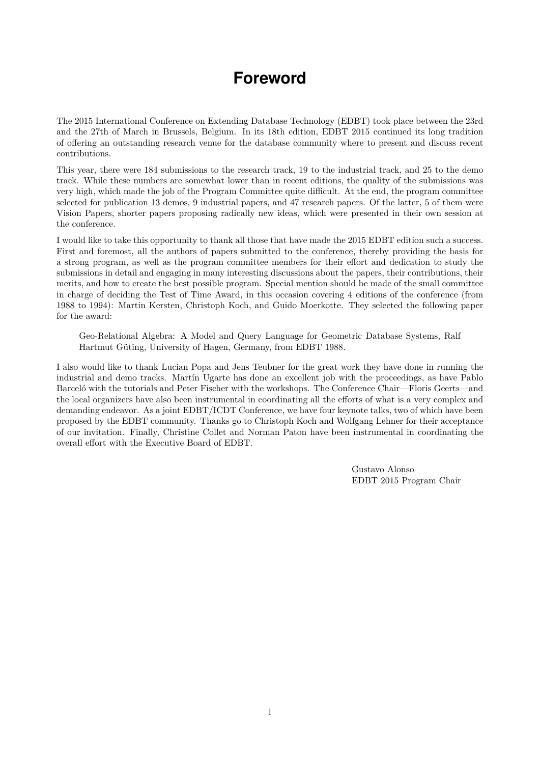# Foreword

The 2015 International Conference on Extending Database Technology (EDBT) took place between the 23rd and the 27th of March in Brussels, Belgium. In its 18th edition, EDBT 2015 continued its long tradition of offering an outstanding research venue for the database community where to present and discuss recent contributions.

This year, there were 184 submissions to the research track, 19 to the industrial track, and 25 to the demo track. While these numbers are somewhat lower than in recent editions, the quality of the submissions was very high, which made the job of the Program Committee quite difficult. At the end, the program committee selected for publication 13 demos, 9 industrial papers, and 47 research papers. Of the latter, 5 of them were Vision Papers, shorter papers proposing radically new ideas, which were presented in their own session at the conference.

I would like to take this opportunity to thank all those that have made the 2015 EDBT edition such a success. First and foremost, all the authors of papers submitted to the conference, thereby providing the basis for a strong program, as well as the program committee members for their effort and dedication to study the submissions in detail and engaging in many interesting discussions about the papers, their contributions, their merits, and how to create the best possible program. Special mention should be made of the small committee in charge of deciding the Test of Time Award, in this occasion covering 4 editions of the conference (from 1988 to 1994): Martin Kersten, Christoph Koch, and Guido Moerkotte. They selected the following paper for the award:

> Geo-Relational Algebra: A Model and Query Language for Geometric Database Systems, Ralf Hartmut Güting, University of Hagen, Germany, from EDBT 1988.

I also would like to thank Lucian Popa and Jens Teubner for the great work they have done in running the industrial and demo tracks. Martín Ugarte has done an excellent job with the proceedings, as have Pablo Barceló with the tutorials and Peter Fischer with the workshops. The Conference Chair—Floris Geerts—and the local organizers have also been instrumental in coordinating all the efforts of what is a very complex and demanding endeavor. As a joint EDBT/ICDT Conference, we have four keynote talks, two of which have been proposed by the EDBT community. Thanks go to Christoph Koch and Wolfgang Lehner for their acceptance of our invitation. Finally, Christine Collet and Norman Paton have been instrumental in coordinating the overall effort with the Executive Board of EDBT.

Gustavo Alonso
EDBT 2015 Program Chair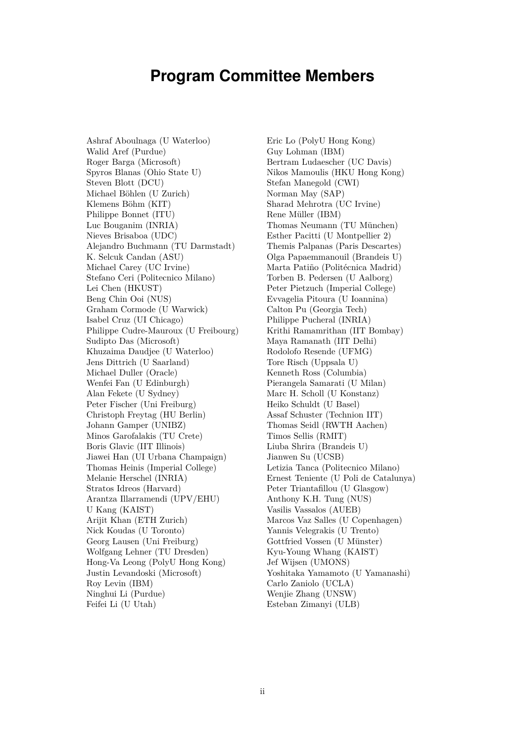# Program Committee Members

Ashraf Aboulnaga (U Waterloo)
Walid Aref (Purdue)
Roger Barga (Microsoft)
Spyros Blanas (Ohio State U)
Steven Blott (DCU)
Michael Böhlen (U Zurich)
Klemens Böhm (KIT)
Philippe Bonnet (ITU)
Luc Bouganim (INRIA)
Nieves Brisaboa (UDC)
Alejandro Buchmann (TU Darmstadt)
K. Selcuk Candan (ASU)
Michael Carey (UC Irvine)
Stefano Ceri (Politecnico Milano)
Lei Chen (HKUST)
Beng Chin Ooi (NUS)
Graham Cormode (U Warwick)
Isabel Cruz (UI Chicago)
Philippe Cudre-Mauroux (U Freibourg)
Sudipto Das (Microsoft)
Khuzaima Daudjee (U Waterloo)
Jens Dittrich (U Saarland)
Michael Duller (Oracle)
Wenfei Fan (U Edinburgh)
Alan Fekete (U Sydney)
Peter Fischer (Uni Freiburg)
Christoph Freytag (HU Berlin)
Johann Gamper (UNIBZ)
Minos Garofalakis (TU Crete)
Boris Glavic (IIT Illinois)
Jiawei Han (UI Urbana Champaign)
Thomas Heinis (Imperial College)
Melanie Herschel (INRIA)
Stratos Idreos (Harvard)
Arantza Illarramendi (UPV/EHU)
U Kang (KAIST)
Arijit Khan (ETH Zurich)
Nick Koudas (U Toronto)
Georg Lausen (Uni Freiburg)
Wolfgang Lehner (TU Dresden)
Hong-Va Leong (PolyU Hong Kong)
Justin Levandoski (Microsoft)
Roy Levin (IBM)
Ninghui Li (Purdue)
Feifei Li (U Utah)
Eric Lo (PolyU Hong Kong)
Guy Lohman (IBM)
Bertram Ludaescher (UC Davis)
Nikos Mamoulis (HKU Hong Kong)
Stefan Manegold (CWI)
Norman May (SAP)
Sharad Mehrotra (UC Irvine)
Rene Müller (IBM)
Thomas Neumann (TU München)
Esther Pacitti (U Montpellier 2)
Themis Palpanas (Paris Descartes)
Olga Papaemmanouil (Brandeis U)
Marta Patiño (Politécnica Madrid)
Torben B. Pedersen (U Aalborg)
Peter Pietzuch (Imperial College)
Evvagelia Pitoura (U Ioannina)
Calton Pu (Georgia Tech)
Philippe Pucheral (INRIA)
Krithi Ramamrithan (IIT Bombay)
Maya Ramanath (IIT Delhi)
Rodolofo Resende (UFMG)
Tore Risch (Uppsala U)
Kenneth Ross (Columbia)
Pierangela Samarati (U Milan)
Marc H. Scholl (U Konstanz)
Heiko Schuldt (U Basel)
Assaf Schuster (Technion IIT)
Thomas Seidl (RWTH Aachen)
Timos Sellis (RMIT)
Liuba Shrira (Brandeis U)
Jianwen Su (UCSB)
Letizia Tanca (Politecnico Milano)
Ernest Teniente (U Poli de Catalunya)
Peter Triantafillou (U Glasgow)
Anthony K.H. Tung (NUS)
Vasilis Vassalos (AUEB)
Marcos Vaz Salles (U Copenhagen)
Yannis Velegrakis (U Trento)
Gottfried Vossen (U Münster)
Kyu-Young Whang (KAIST)
Jef Wijsen (UMONS)
Yoshitaka Yamamoto (U Yamanashi)
Carlo Zaniolo (UCLA)
Wenjie Zhang (UNSW)
Esteban Zimanyi (ULB)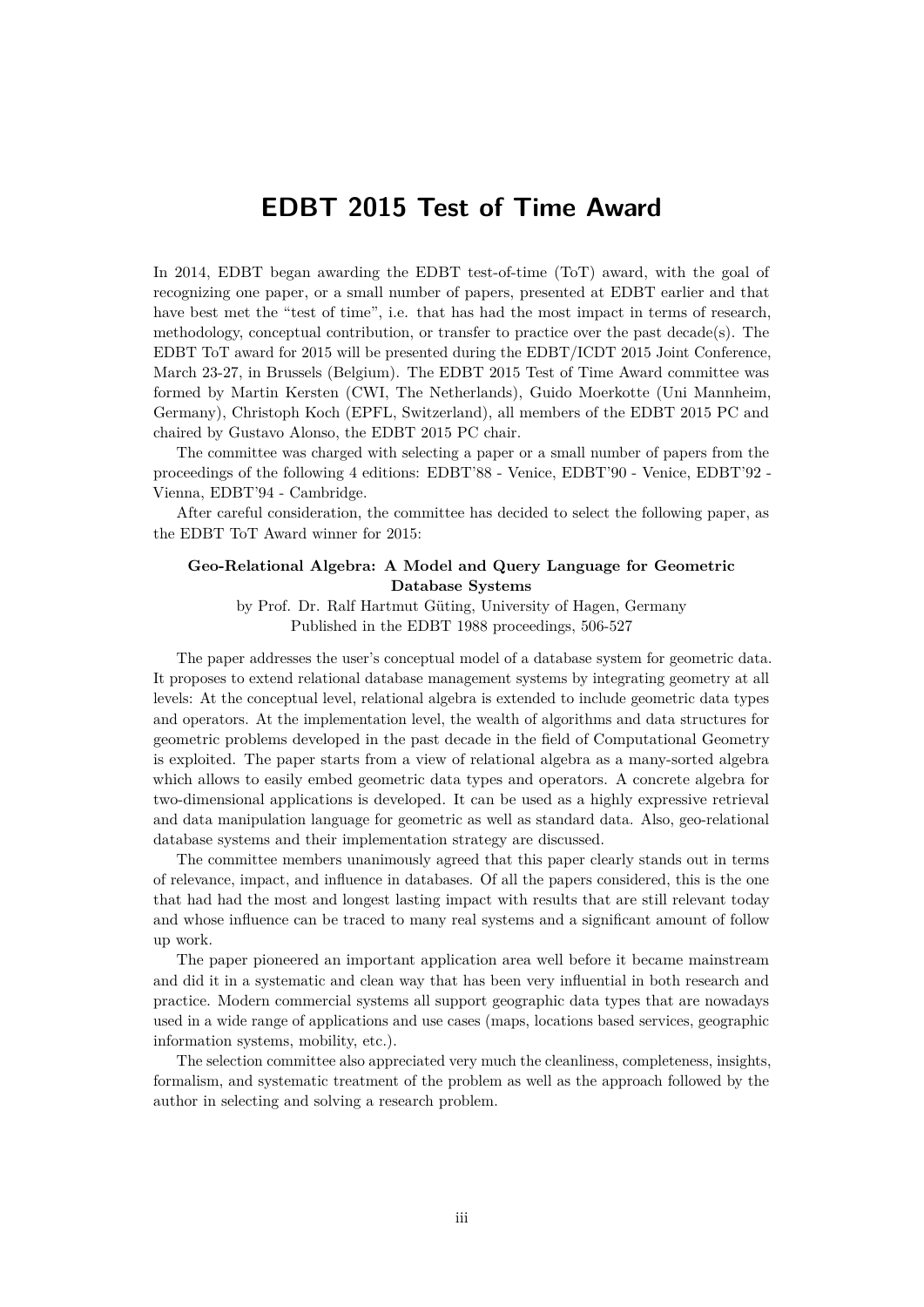# EDBT 2015 Test of Time Award

In 2014, EDBT began awarding the EDBT test-of-time (ToT) award, with the goal of recognizing one paper, or a small number of papers, presented at EDBT earlier and that have best met the "test of time", i.e. that has had the most impact in terms of research, methodology, conceptual contribution, or transfer to practice over the past decade(s). The EDBT ToT award for 2015 will be presented during the EDBT/ICDT 2015 Joint Conference, March 23-27, in Brussels (Belgium). The EDBT 2015 Test of Time Award committee was formed by Martin Kersten (CWI, The Netherlands), Guido Moerkotte (Uni Mannheim, Germany), Christoph Koch (EPFL, Switzerland), all members of the EDBT 2015 PC and chaired by Gustavo Alonso, the EDBT 2015 PC chair.

The committee was charged with selecting a paper or a small number of papers from the proceedings of the following 4 editions: EDBT'88 - Venice, EDBT'90 - Venice, EDBT'92 - Vienna, EDBT'94 - Cambridge.

After careful consideration, the committee has decided to select the following paper, as the EDBT ToT Award winner for 2015:

**Geo-Relational Algebra: A Model and Query Language for Geometric Database Systems**
by Prof. Dr. Ralf Hartmut Güting, University of Hagen, Germany
Published in the EDBT 1988 proceedings, 506-527

The paper addresses the user's conceptual model of a database system for geometric data. It proposes to extend relational database management systems by integrating geometry at all levels: At the conceptual level, relational algebra is extended to include geometric data types and operators. At the implementation level, the wealth of algorithms and data structures for geometric problems developed in the past decade in the field of Computational Geometry is exploited. The paper starts from a view of relational algebra as a many-sorted algebra which allows to easily embed geometric data types and operators. A concrete algebra for two-dimensional applications is developed. It can be used as a highly expressive retrieval and data manipulation language for geometric as well as standard data. Also, geo-relational database systems and their implementation strategy are discussed.

The committee members unanimously agreed that this paper clearly stands out in terms of relevance, impact, and influence in databases. Of all the papers considered, this is the one that had had the most and longest lasting impact with results that are still relevant today and whose influence can be traced to many real systems and a significant amount of follow up work.

The paper pioneered an important application area well before it became mainstream and did it in a systematic and clean way that has been very influential in both research and practice. Modern commercial systems all support geographic data types that are nowadays used in a wide range of applications and use cases (maps, locations based services, geographic information systems, mobility, etc.).

The selection committee also appreciated very much the cleanliness, completeness, insights, formalism, and systematic treatment of the problem as well as the approach followed by the author in selecting and solving a research problem.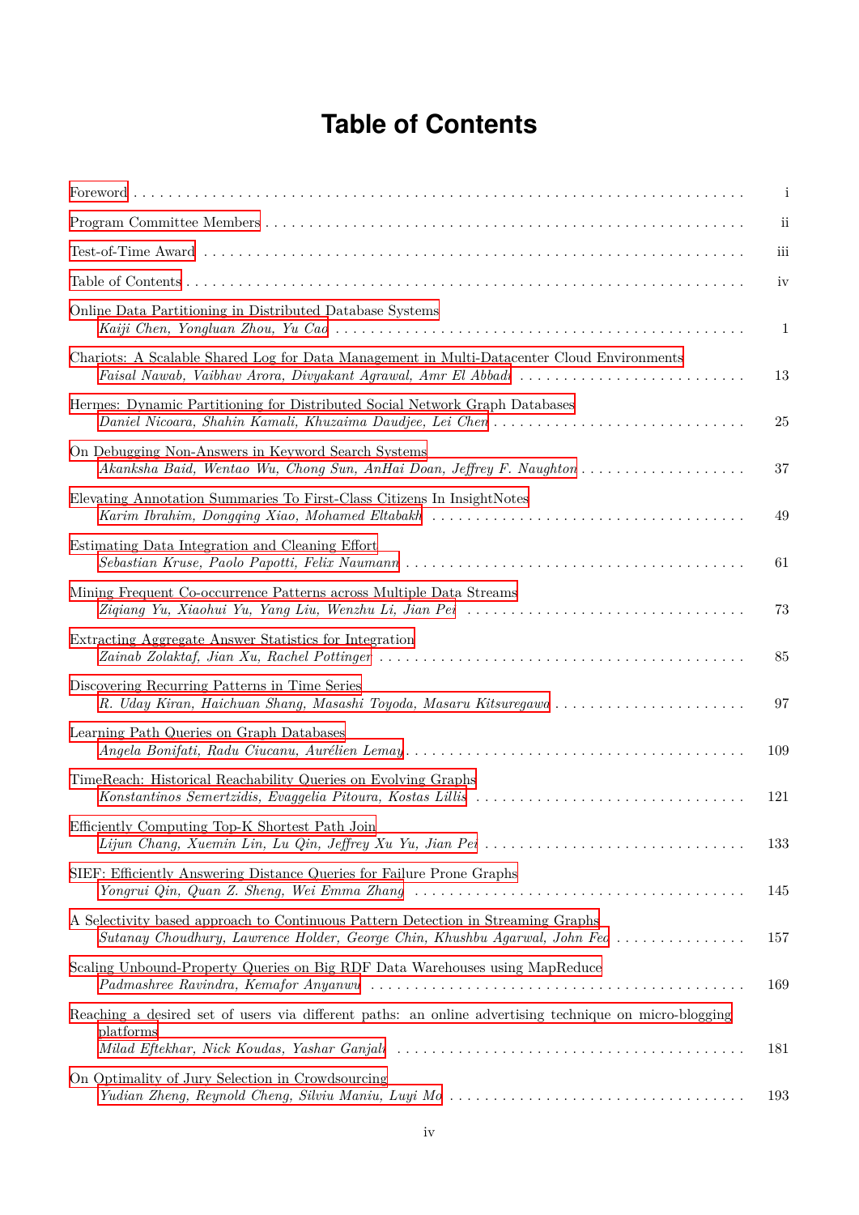# Table of Contents

Foreword . . . . . . . . . . . . . . . . . . . . . . . . . . . . . . . . . . . . . . . . i

Program Committee Members . . . . . . . . . . . . . . . . . . . . . . . . . . . . . . . . ii

Test-of-Time Award . . . . . . . . . . . . . . . . . . . . . . . . . . . . . . . . . . . iii

Table of Contents . . . . . . . . . . . . . . . . . . . . . . . . . . . . . . . . . . . . iv

Online Data Partitioning in Distributed Database Systems
*Kaiji Chen, Yongluan Zhou, Yu Cao* . . . . . . . . . . . . . . . . . . . . . . . . . 1

Chariots: A Scalable Shared Log for Data Management in Multi-Datacenter Cloud Environments
*Faisal Nawab, Vaibhav Arora, Divyakant Agrawal, Amr El Abbadi* . . . . . . . . . . 13

Hermes: Dynamic Partitioning for Distributed Social Network Graph Databases
*Daniel Nicoara, Shahin Kamali, Khuzaima Daudjee, Lei Chen* . . . . . . . . . . . . 25

On Debugging Non-Answers in Keyword Search Systems
*Akanksha Baid, Wentao Wu, Chong Sun, AnHai Doan, Jeffrey F. Naughton* . . . . . . 37

Elevating Annotation Summaries To First-Class Citizens In InsightNotes
*Karim Ibrahim, Dongqing Xiao, Mohamed Eltabakh* . . . . . . . . . . . . . . . . . . 49

Estimating Data Integration and Cleaning Effort
*Sebastian Kruse, Paolo Papotti, Felix Naumann* . . . . . . . . . . . . . . . . . . 61

Mining Frequent Co-occurrence Patterns across Multiple Data Streams
*Ziqiang Yu, Xiaohui Yu, Yang Liu, Wenzhu Li, Jian Pei* . . . . . . . . . . . . . . 73

Extracting Aggregate Answer Statistics for Integration
*Zainab Zolaktaf, Jian Xu, Rachel Pottinger* . . . . . . . . . . . . . . . . . . . . 85

Discovering Recurring Patterns in Time Series
*R. Uday Kiran, Haichuan Shang, Masashi Toyoda, Masaru Kitsuregawa* . . . . . . . . 97

Learning Path Queries on Graph Databases
*Angela Bonifati, Radu Ciucanu, Aurélien Lemay* . . . . . . . . . . . . . . . . . . 109

TimeReach: Historical Reachability Queries on Evolving Graphs
*Konstantinos Semertzidis, Evaggelia Pitoura, Kostas Lillis* . . . . . . . . . . . . 121

Efficiently Computing Top-K Shortest Path Join
*Lijun Chang, Xuemin Lin, Lu Qin, Jeffrey Xu Yu, Jian Pei* . . . . . . . . . . . . . 133

SIEF: Efficiently Answering Distance Queries for Failure Prone Graphs
*Yongrui Qin, Quan Z. Sheng, Wei Emma Zhang* . . . . . . . . . . . . . . . . . . . . 145

A Selectivity based approach to Continuous Pattern Detection in Streaming Graphs
*Sutanay Choudhury, Lawrence Holder, George Chin, Khushbu Agarwal, John Feo* . . . . 157

Scaling Unbound-Property Queries on Big RDF Data Warehouses using MapReduce
*Padmashree Ravindra, Kemafor Anyanwu* . . . . . . . . . . . . . . . . . . . . . . . 169

Reaching a desired set of users via different paths: an online advertising technique on micro-blogging platforms
*Milad Eftekhar, Nick Koudas, Yashar Ganjali* . . . . . . . . . . . . . . . . . . . . 181

On Optimality of Jury Selection in Crowdsourcing
*Yudian Zheng, Reynold Cheng, Silviu Maniu, Luyi Mo* . . . . . . . . . . . . . . . . 193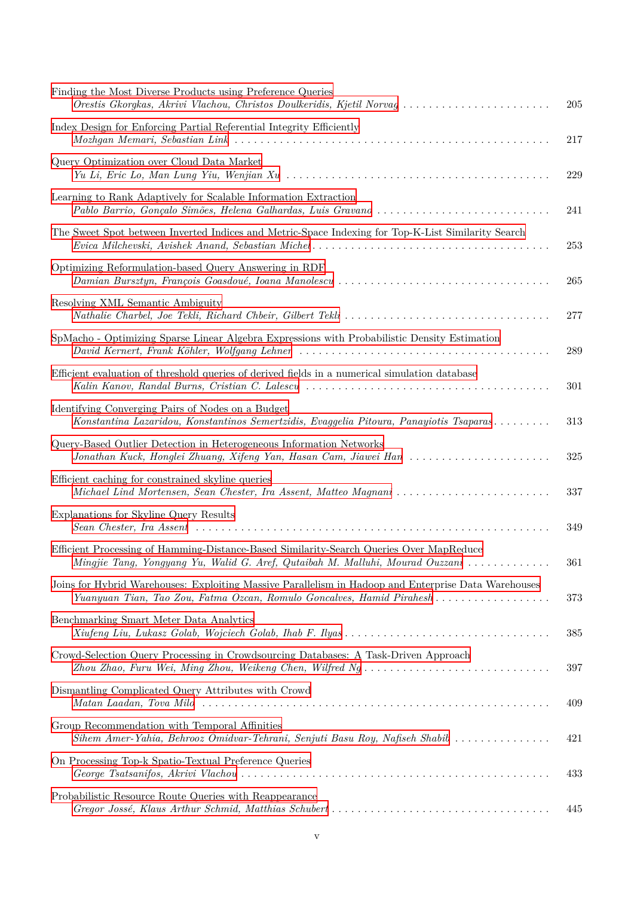Finding the Most Diverse Products using Preference Queries
*Orestis Gkorgkas, Akrivi Vlachou, Christos Doulkeridis, Kjetil Norvag* . . . . . . . . . . . . . . . . . . . . . . . . 205

Index Design for Enforcing Partial Referential Integrity Efficiently
*Mozhgan Memari, Sebastian Link* . . . . . . . . . . . . . . . . . . . . . . . . . . . . . . . . . . . . . . . . . . . . . . . . . . 217

Query Optimization over Cloud Data Market
*Yu Li, Eric Lo, Man Lung Yiu, Wenjian Xu* . . . . . . . . . . . . . . . . . . . . . . . . . . . . . . . . . . . . . . . . . 229

Learning to Rank Adaptively for Scalable Information Extraction
*Pablo Barrio, Gonçalo Simões, Helena Galhardas, Luis Gravano* . . . . . . . . . . . . . . . . . . . . . . . . . . . 241

The Sweet Spot between Inverted Indices and Metric-Space Indexing for Top-K-List Similarity Search
*Evica Milchevski, Avishek Anand, Sebastian Michel* . . . . . . . . . . . . . . . . . . . . . . . . . . . . . . . . . . . . . 253

Optimizing Reformulation-based Query Answering in RDF
*Damian Bursztyn, François Goasdoué, Ioana Manolescu* . . . . . . . . . . . . . . . . . . . . . . . . . . . . . . . . . 265

Resolving XML Semantic Ambiguity
*Nathalie Charbel, Joe Tekli, Richard Chbeir, Gilbert Tekli* . . . . . . . . . . . . . . . . . . . . . . . . . . . . . . . 277

SpMacho - Optimizing Sparse Linear Algebra Expressions with Probabilistic Density Estimation
*David Kernert, Frank Köhler, Wolfgang Lehner* . . . . . . . . . . . . . . . . . . . . . . . . . . . . . . . . . . . . . . . . 289

Efficient evaluation of threshold queries of derived fields in a numerical simulation database
*Kalin Kanov, Randal Burns, Cristian C. Lalescu* . . . . . . . . . . . . . . . . . . . . . . . . . . . . . . . . . . . . . . . 301

Identifying Converging Pairs of Nodes on a Budget
*Konstantina Lazaridou, Konstantinos Semertzidis, Evaggelia Pitoura, Panayiotis Tsaparas* . . . . . . . . . 313

Query-Based Outlier Detection in Heterogeneous Information Networks
*Jonathan Kuck, Honglei Zhuang, Xifeng Yan, Hasan Cam, Jiawei Han* . . . . . . . . . . . . . . . . . . . . . . . 325

Efficient caching for constrained skyline queries
*Michael Lind Mortensen, Sean Chester, Ira Assent, Matteo Magnani* . . . . . . . . . . . . . . . . . . . . . . . . . 337

Explanations for Skyline Query Results
*Sean Chester, Ira Assent* . . . . . . . . . . . . . . . . . . . . . . . . . . . . . . . . . . . . . . . . . . . . . . . . . . . . . . . . 349

Efficient Processing of Hamming-Distance-Based Similarity-Search Queries Over MapReduce
*Mingjie Tang, Yongyang Yu, Walid G. Aref, Qutaibah M. Malluhi, Mourad Ouzzani* . . . . . . . . . . . . . 361

Joins for Hybrid Warehouses: Exploiting Massive Parallelism in Hadoop and Enterprise Data Warehouses
*Yuanyuan Tian, Tao Zou, Fatma Ozcan, Romulo Goncalves, Hamid Pirahesh* . . . . . . . . . . . . . . . . . . 373

Benchmarking Smart Meter Data Analytics
*Xiufeng Liu, Lukasz Golab, Wojciech Golab, Ihab F. Ilyas* . . . . . . . . . . . . . . . . . . . . . . . . . . . . . . . 385

Crowd-Selection Query Processing in Crowdsourcing Databases: A Task-Driven Approach
*Zhou Zhao, Furu Wei, Ming Zhou, Weikeng Chen, Wilfred Ng* . . . . . . . . . . . . . . . . . . . . . . . . . . . . . 397

Dismantling Complicated Query Attributes with Crowd
*Matan Laadan, Tova Milo* . . . . . . . . . . . . . . . . . . . . . . . . . . . . . . . . . . . . . . . . . . . . . . . . . . . . . . . . 409

Group Recommendation with Temporal Affinities
*Sihem Amer-Yahia, Behrooz Omidvar-Tehrani, Senjuti Basu Roy, Nafiseh Shabib* . . . . . . . . . . . . . . . 421

On Processing Top-k Spatio-Textual Preference Queries
*George Tsatsanifos, Akrivi Vlachou* . . . . . . . . . . . . . . . . . . . . . . . . . . . . . . . . . . . . . . . . . . . . . . . . 433

Probabilistic Resource Route Queries with Reappearance
*Gregor Jossé, Klaus Arthur Schmid, Matthias Schubert* . . . . . . . . . . . . . . . . . . . . . . . . . . . . . . . . . . 445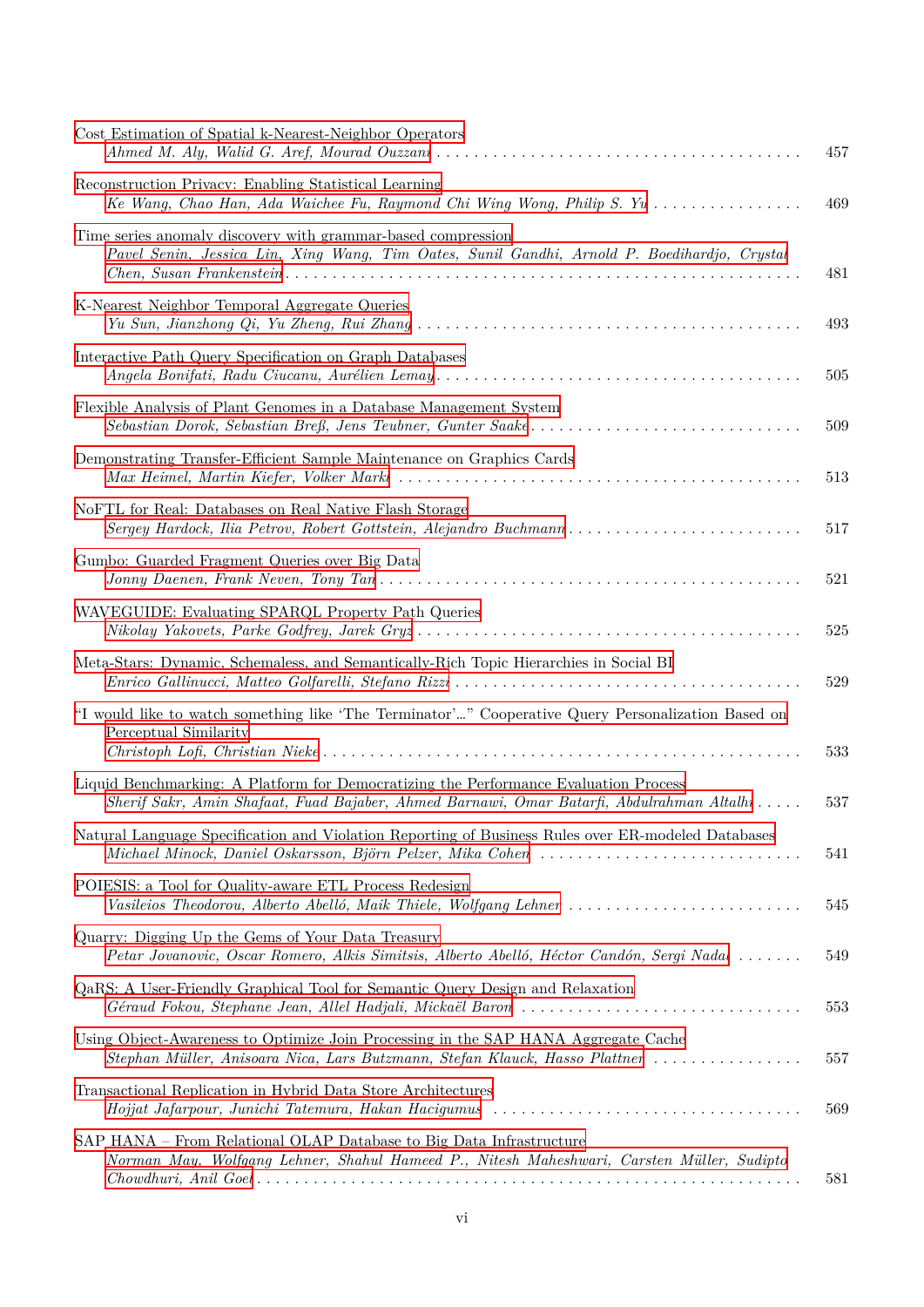Cost Estimation of Spatial k-Nearest-Neighbor Operators
*Ahmed M. Aly, Walid G. Aref, Mourad Ouzzani* . . . . . . . . . . 457

Reconstruction Privacy: Enabling Statistical Learning
*Ke Wang, Chao Han, Ada Waichee Fu, Raymond Chi Wing Wong, Philip S. Yu* . . . . . . . . . . 469

Time series anomaly discovery with grammar-based compression
*Pavel Senin, Jessica Lin, Xing Wang, Tim Oates, Sunil Gandhi, Arnold P. Boedihardjo, Crystal Chen, Susan Frankenstein* . . . . . . . . . . 481

K-Nearest Neighbor Temporal Aggregate Queries
*Yu Sun, Jianzhong Qi, Yu Zheng, Rui Zhang* . . . . . . . . . . 493

Interactive Path Query Specification on Graph Databases
*Angela Bonifati, Radu Ciucanu, Aurélien Lemay* . . . . . . . . . . 505

Flexible Analysis of Plant Genomes in a Database Management System
*Sebastian Dorok, Sebastian Breß, Jens Teubner, Gunter Saake* . . . . . . . . . . 509

Demonstrating Transfer-Efficient Sample Maintenance on Graphics Cards
*Max Heimel, Martin Kiefer, Volker Markl* . . . . . . . . . . 513

NoFTL for Real: Databases on Real Native Flash Storage
*Sergey Hardock, Ilia Petrov, Robert Gottstein, Alejandro Buchmann* . . . . . . . . . . 517

Gumbo: Guarded Fragment Queries over Big Data
*Jonny Daenen, Frank Neven, Tony Tan* . . . . . . . . . . 521

WAVEGUIDE: Evaluating SPARQL Property Path Queries
*Nikolay Yakovets, Parke Godfrey, Jarek Gryz* . . . . . . . . . . 525

Meta-Stars: Dynamic, Schemaless, and Semantically-Rich Topic Hierarchies in Social BI
*Enrico Gallinucci, Matteo Golfarelli, Stefano Rizzi* . . . . . . . . . . 529

"I would like to watch something like 'The Terminator'..." Cooperative Query Personalization Based on Perceptual Similarity
*Christoph Lofi, Christian Nieke* . . . . . . . . . . 533

Liquid Benchmarking: A Platform for Democratizing the Performance Evaluation Process
*Sherif Sakr, Amin Shafaat, Fuad Bajaber, Ahmed Barnawi, Omar Batarfi, Abdulrahman Altalhi* . . . . . . . . . . 537

Natural Language Specification and Violation Reporting of Business Rules over ER-modeled Databases
*Michael Minock, Daniel Oskarsson, Björn Pelzer, Mika Cohen* . . . . . . . . . . 541

POIESIS: a Tool for Quality-aware ETL Process Redesign
*Vasileios Theodorou, Alberto Abelló, Maik Thiele, Wolfgang Lehner* . . . . . . . . . . 545

Quarry: Digging Up the Gems of Your Data Treasury
*Petar Jovanovic, Oscar Romero, Alkis Simitsis, Alberto Abelló, Héctor Candón, Sergi Nadal* . . . . . . . . . . 549

QaRS: A User-Friendly Graphical Tool for Semantic Query Design and Relaxation
*Géraud Fokou, Stephane Jean, Allel Hadjali, Mickaël Baron* . . . . . . . . . . 553

Using Object-Awareness to Optimize Join Processing in the SAP HANA Aggregate Cache
*Stephan Müller, Anisoara Nica, Lars Butzmann, Stefan Klauck, Hasso Plattner* . . . . . . . . . . 557

Transactional Replication in Hybrid Data Store Architectures
*Hojjat Jafarpour, Junichi Tatemura, Hakan Hacigumus* . . . . . . . . . . 569

SAP HANA – From Relational OLAP Database to Big Data Infrastructure
*Norman May, Wolfgang Lehner, Shahul Hameed P., Nitesh Maheshwari, Carsten Müller, Sudipto Chowdhuri, Anil Goel* . . . . . . . . . . 581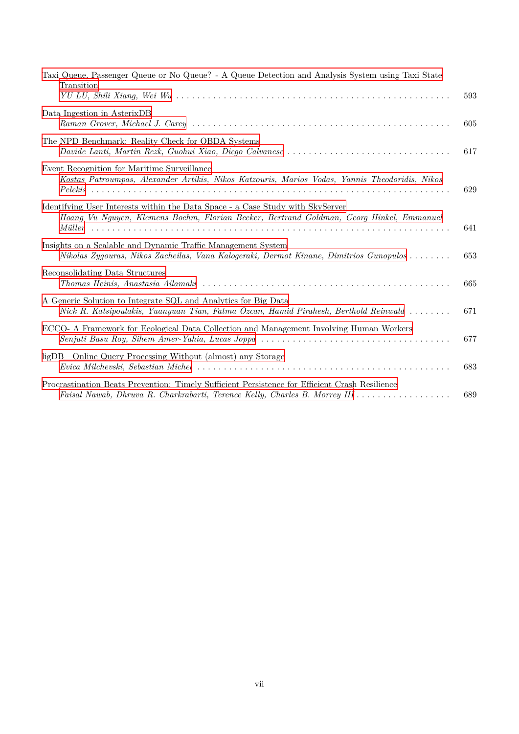Taxi Queue, Passenger Queue or No Queue? - A Queue Detection and Analysis System using Taxi State Transition
*YU LU, Shili Xiang, Wei Wu* . . . . . . . . . . . . . . . . . . . . . . . . . . . . . . . . . . . . . . . . . . . . . . . . . . . 593

Data Ingestion in AsterixDB
*Raman Grover, Michael J. Carey* . . . . . . . . . . . . . . . . . . . . . . . . . . . . . . . . . . . . . . . . . . . . . . 605

The NPD Benchmark: Reality Check for OBDA Systems
*Davide Lanti, Martin Rezk, Guohui Xiao, Diego Calvanese* . . . . . . . . . . . . . . . . . . . . . . . . . . . . . . 617

Event Recognition for Maritime Surveillance
*Kostas Patroumpas, Alexander Artikis, Nikos Katzouris, Marios Vodas, Yannis Theodoridis, Nikos Pelekis* . . . . . . . . . . . . . . . . . . . . . . . . . . . . . . . . . . . . . . . . . . . . . . . . . . . . . . . . . . . . . 629

Identifying User Interests within the Data Space - a Case Study with SkyServer
*Hoang Vu Nguyen, Klemens Boehm, Florian Becker, Bertrand Goldman, Georg Hinkel, Emmanuel Müller* . . . . . . . . . . . . . . . . . . . . . . . . . . . . . . . . . . . . . . . . . . . . . . . . . . . . . . . . . . . . . 641

Insights on a Scalable and Dynamic Traffic Management System
*Nikolas Zygouras, Nikos Zacheilas, Vana Kalogeraki, Dermot Kinane, Dimitrios Gunopulos* . . . . . . . . 653

Reconsolidating Data Structures
*Thomas Heinis, Anastasia Ailamaki* . . . . . . . . . . . . . . . . . . . . . . . . . . . . . . . . . . . . . . . . . . . . 665

A Generic Solution to Integrate SQL and Analytics for Big Data
*Nick R. Katsipoulakis, Yuanyuan Tian, Fatma Ozcan, Hamid Pirahesh, Berthold Reinwald* . . . . . . . . 671

ECCO- A Framework for Ecological Data Collection and Management Involving Human Workers
*Senjuti Basu Roy, Sihem Amer-Yahia, Lucas Joppa* . . . . . . . . . . . . . . . . . . . . . . . . . . . . . . . . . . . 677

ligDB—Online Query Processing Without (almost) any Storage
*Evica Milchevski, Sebastian Michel* . . . . . . . . . . . . . . . . . . . . . . . . . . . . . . . . . . . . . . . . . . . . . 683

Procrastination Beats Prevention: Timely Sufficient Persistence for Efficient Crash Resilience
*Faisal Nawab, Dhruva R. Charkrabarti, Terence Kelly, Charles B. Morrey III* . . . . . . . . . . . . . . . . . . 689